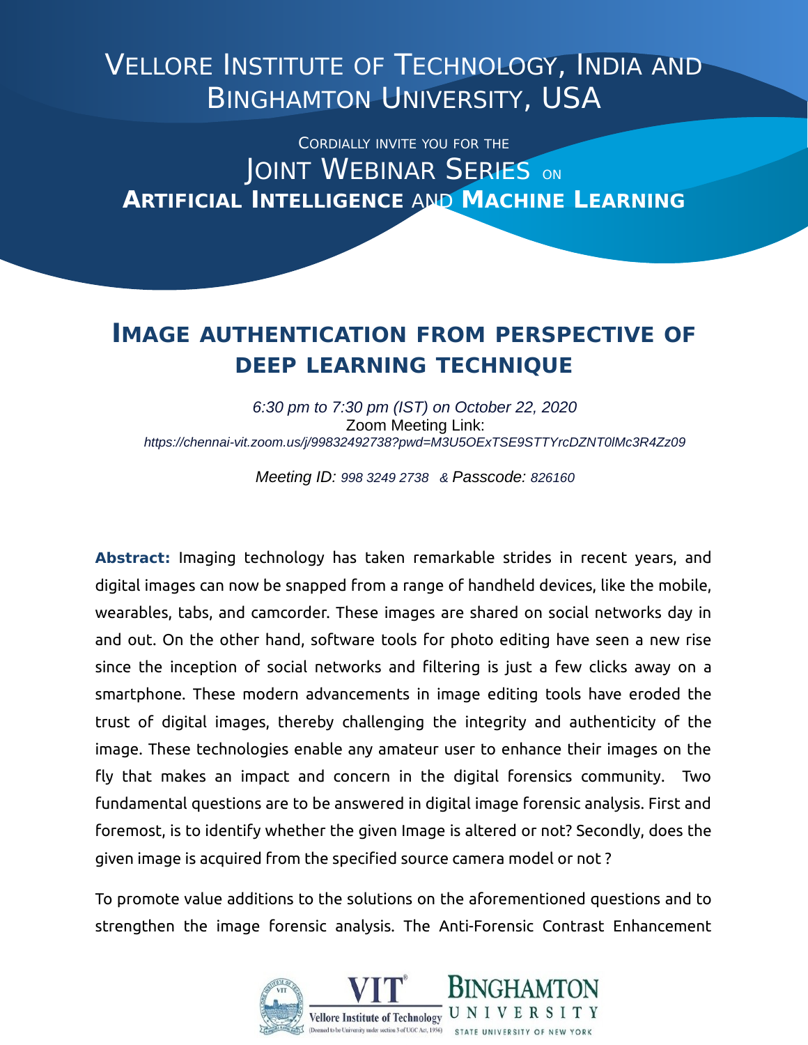# Vellore Institute of Technology, India and Binghamton University, USA

Cordially invite you for the

## Joint Webinar Series on **Artificial Intelligence and Machine Learning**

# Image authentication from perspective of deep learning technique

*6:30 pm to 7:30 pm (IST) on October 22, 2020*

Zoom Meeting Link:

*https://chennai-vit.zoom.us/j/99832492738?pwd=M3U5OExTSE9STTYrcDZNT0lMc3R4Zz09*

*Meeting ID: 998 3249 2738 & Passcode: 826160*

**Abstract:** Imaging technology has taken remarkable strides in recent years, and digital images can now be snapped from a range of handheld devices, like the mobile, wearables, tabs, and camcorder. These images are shared on social networks day in and out. On the other hand, software tools for photo editing have seen a new rise since the inception of social networks and filtering is just a few clicks away on a smartphone. These modern advancements in image editing tools have eroded the trust of digital images, thereby challenging the integrity and authenticity of the image. These technologies enable any amateur user to enhance their images on the fly that makes an impact and concern in the digital forensics community. Two fundamental questions are to be answered in digital image forensic analysis. First and foremost, is to identify whether the given Image is altered or not? Secondly, does the given image is acquired from the specified source camera model or not ?

To promote value additions to the solutions on the aforementioned questions and to strengthen the image forensic analysis. The Anti-Forensic Contrast Enhancement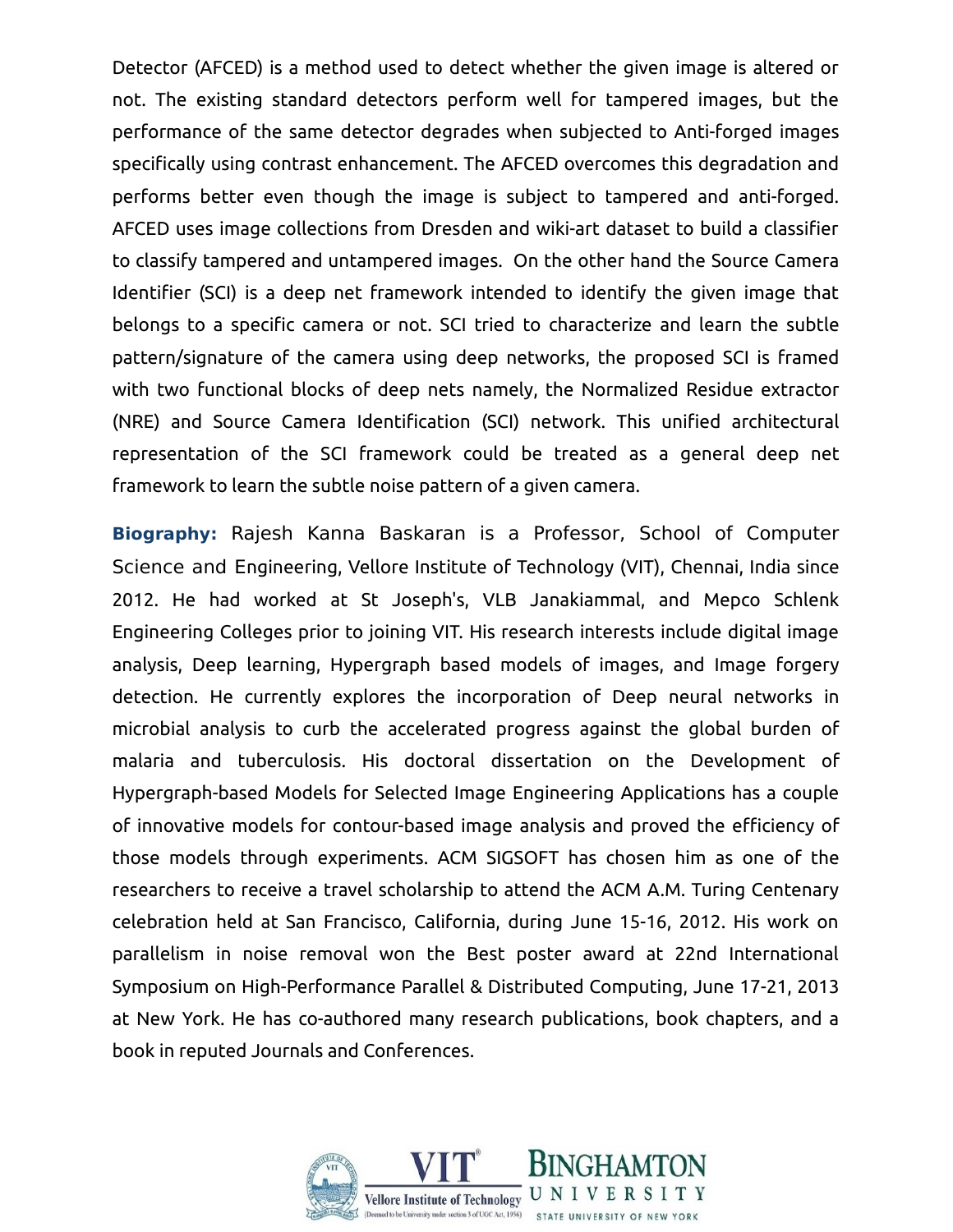Detector (AFCED) is a method used to detect whether the given image is altered or not. The existing standard detectors perform well for tampered images, but the performance of the same detector degrades when subjected to Anti-forged images specifically using contrast enhancement. The AFCED overcomes this degradation and performs better even though the image is subject to tampered and anti-forged. AFCED uses image collections from Dresden and wiki-art dataset to build a classifier to classify tampered and untampered images.  On the other hand the Source Camera Identifier (SCI) is a deep net framework intended to identify the given image that belongs to a specific camera or not. SCI tried to characterize and learn the subtle pattern/signature of the camera using deep networks, the proposed SCI is framed with two functional blocks of deep nets namely, the Normalized Residue extractor (NRE) and Source Camera Identification (SCI) network. This unified architectural representation of the SCI framework could be treated as a general deep net framework to learn the subtle noise pattern of a given camera.

**Biography:** Rajesh Kanna Baskaran is a Professor, School of Computer Science and Engineering, Vellore Institute of Technology (VIT), Chennai, India since 2012. He had worked at St Joseph's, VLB Janakiammal, and Mepco Schlenk Engineering Colleges prior to joining VIT. His research interests include digital image analysis, Deep learning, Hypergraph based models of images, and Image forgery detection. He currently explores the incorporation of Deep neural networks in microbial analysis to curb the accelerated progress against the global burden of malaria and tuberculosis. His doctoral dissertation on the Development of Hypergraph-based Models for Selected Image Engineering Applications has a couple of innovative models for contour-based image analysis and proved the efficiency of those models through experiments. ACM SIGSOFT has chosen him as one of the researchers to receive a travel scholarship to attend the ACM A.M. Turing Centenary celebration held at San Francisco, California, during June 15-16, 2012. His work on parallelism in noise removal won the Best poster award at 22nd International Symposium on High-Performance Parallel & Distributed Computing, June 17-21, 2013 at New York. He has co-authored many research publications, book chapters, and a book in reputed Journals and Conferences.